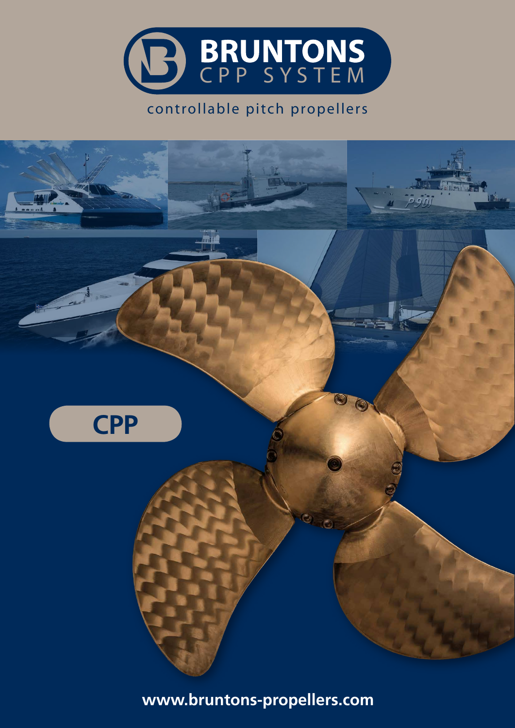# BRUNTONS CPP SYSTEM

controllable pitch propellers

## CPP

www.bruntons-propellers.com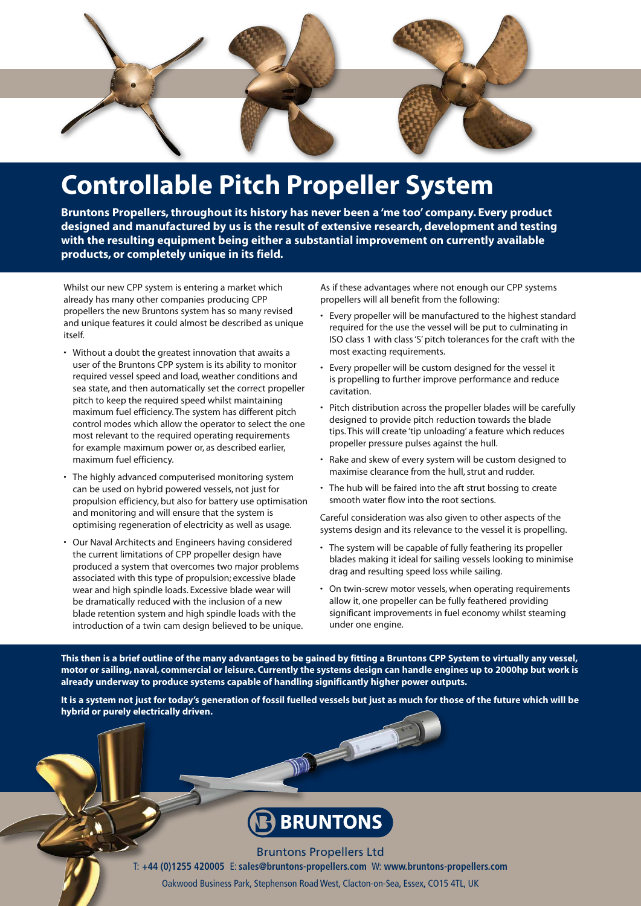# Controllable Pitch Propeller System

**Bruntons Propellers, throughout its history has never been a 'me too' company. Every product designed and manufactured by us is the result of extensive research, development and testing with the resulting equipment being either a substantial improvement on currently available products, or completely unique in its field.**

Whilst our new CPP system is entering a market which already has many other companies producing CPP propellers the new Bruntons system has so many revised and unique features it could almost be described as unique itself.

- Without a doubt the greatest innovation that awaits a user of the Bruntons CPP system is its ability to monitor required vessel speed and load, weather conditions and sea state, and then automatically set the correct propeller pitch to keep the required speed whilst maintaining maximum fuel efficiency. The system has different pitch control modes which allow the operator to select the one most relevant to the required operating requirements for example maximum power or, as described earlier, maximum fuel efficiency.
- The highly advanced computerised monitoring system can be used on hybrid powered vessels, not just for propulsion efficiency, but also for battery use optimisation and monitoring and will ensure that the system is optimising regeneration of electricity as well as usage.
- Our Naval Architects and Engineers having considered the current limitations of CPP propeller design have produced a system that overcomes two major problems associated with this type of propulsion; excessive blade wear and high spindle loads. Excessive blade wear will be dramatically reduced with the inclusion of a new blade retention system and high spindle loads with the introduction of a twin cam design believed to be unique.

As if these advantages where not enough our CPP systems propellers will all benefit from the following:

- Every propeller will be manufactured to the highest standard required for the use the vessel will be put to culminating in ISO class 1 with class 'S' pitch tolerances for the craft with the most exacting requirements.
- Every propeller will be custom designed for the vessel it is propelling to further improve performance and reduce cavitation.
- Pitch distribution across the propeller blades will be carefully designed to provide pitch reduction towards the blade tips. This will create 'tip unloading' a feature which reduces propeller pressure pulses against the hull.
- Rake and skew of every system will be custom designed to maximise clearance from the hull, strut and rudder.
- The hub will be faired into the aft strut bossing to create smooth water flow into the root sections.

Careful consideration was also given to other aspects of the systems design and its relevance to the vessel it is propelling.

- The system will be capable of fully feathering its propeller blades making it ideal for sailing vessels looking to minimise drag and resulting speed loss while sailing.
- On twin-screw motor vessels, when operating requirements allow it, one propeller can be fully feathered providing significant improvements in fuel economy whilst steaming under one engine.

**This then is a brief outline of the many advantages to be gained by fitting a Bruntons CPP System to virtually any vessel, motor or sailing, naval, commercial or leisure. Currently the systems design can handle engines up to 2000hp but work is already underway to produce systems capable of handling significantly higher power outputs.**

**It is a system not just for today's generation of fossil fuelled vessels but just as much for those of the future which will be hybrid or purely electrically driven.**

BRUNTONS

Bruntons Propellers Ltd

T: **+44 (0)1255 420005** E: **sales@bruntons-propellers.com** W: **www.bruntons-propellers.com**

Oakwood Business Park, Stephenson Road West, Clacton-on-Sea, Essex, CO15 4TL, UK